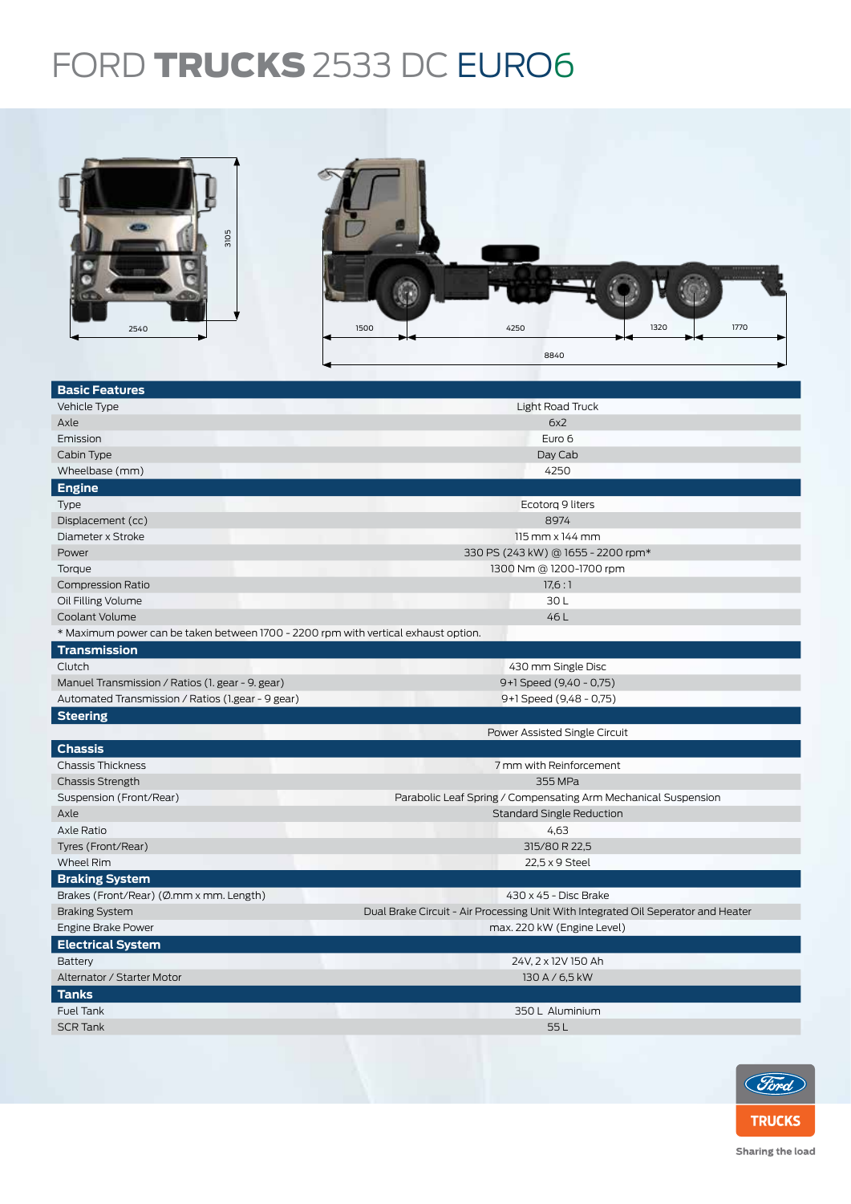# FORD **TRUCKS** 2533 DC EURO6

2540 | 3105 | 1500 | 4250 | 1320 | 1770 | 8840

| **Basic Features** | |
|---|---|
| Vehicle Type | Light Road Truck |
| Axle | 6x2 |
| Emission | Euro 6 |
| Cabin Type | Day Cab |
| Wheelbase (mm) | 4250 |
| **Engine** | |
| Type | Ecotorq 9 liters |
| Displacement (cc) | 8974 |
| Diameter x Stroke | 115 mm x 144 mm |
| Power | 330 PS (243 kW) @ 1655 - 2200 rpm* |
| Torque | 1300 Nm @ 1200-1700 rpm |
| Compression Ratio | 17,6 : 1 |
| Oil Filling Volume | 30 L |
| Coolant Volume | 46 L |
| * Maximum power can be taken between 1700 - 2200 rpm with vertical exhaust option. | |
| **Transmission** | |
| Clutch | 430 mm Single Disc |
| Manuel Transmission / Ratios (1. gear - 9. gear) | 9+1 Speed (9,40 - 0,75) |
| Automated Transmission / Ratios (1.gear - 9 gear) | 9+1 Speed (9,48 - 0,75) |
| **Steering** | |
| | Power Assisted Single Circuit |
| **Chassis** | |
| Chassis Thickness | 7 mm with Reinforcement |
| Chassis Strength | 355 MPa |
| Suspension (Front/Rear) | Parabolic Leaf Spring / Compensating Arm Mechanical Suspension |
| Axle | Standard Single Reduction |
| Axle Ratio | 4,63 |
| Tyres (Front/Rear) | 315/80 R 22,5 |
| Wheel Rim | 22,5 x 9 Steel |
| **Braking System** | |
| Brakes (Front/Rear) (Ø.mm x mm. Length) | 430 x 45 - Disc Brake |
| Braking System | Dual Brake Circuit - Air Processing Unit With Integrated Oil Seperator and Heater |
| Engine Brake Power | max. 220 kW (Engine Level) |
| **Electrical System** | |
| Battery | 24V, 2 x 12V 150 Ah |
| Alternator / Starter Motor | 130 A / 6,5 kW |
| **Tanks** | |
| Fuel Tank | 350 L Aluminium |
| SCR Tank | 55 L |

Ford TRUCKS

Sharing the load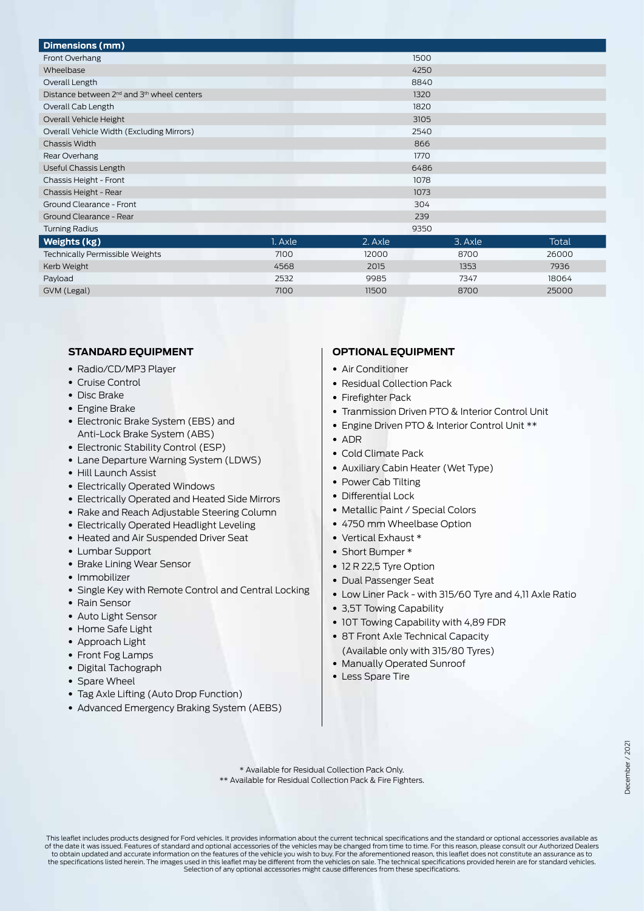| Dimensions (mm) | | | | |
|---|---|---|---|---|
| Front Overhang | 1500 | | | |
| Wheelbase | 4250 | | | |
| Overall Length | 8840 | | | |
| Distance between 2nd and 3th wheel centers | 1320 | | | |
| Overall Cab Length | 1820 | | | |
| Overall Vehicle Height | 3105 | | | |
| Overall Vehicle Width (Excluding Mirrors) | 2540 | | | |
| Chassis Width | 866 | | | |
| Rear Overhang | 1770 | | | |
| Useful Chassis Length | 6486 | | | |
| Chassis Height - Front | 1078 | | | |
| Chassis Height - Rear | 1073 | | | |
| Ground Clearance - Front | 304 | | | |
| Ground Clearance - Rear | 239 | | | |
| Turning Radius | 9350 | | | |
| **Weights (kg)** | **1. Axle** | **2. Axle** | **3. Axle** | **Total** |
| Technically Permissible Weights | 7100 | 12000 | 8700 | 26000 |
| Kerb Weight | 4568 | 2015 | 1353 | 7936 |
| Payload | 2532 | 9985 | 7347 | 18064 |
| GVM (Legal) | 7100 | 11500 | 8700 | 25000 |

## STANDARD EQUIPMENT

- Radio/CD/MP3 Player
- Cruise Control
- Disc Brake
- Engine Brake
- Electronic Brake System (EBS) and Anti-Lock Brake System (ABS)
- Electronic Stability Control (ESP)
- Lane Departure Warning System (LDWS)
- Hill Launch Assist
- Electrically Operated Windows
- Electrically Operated and Heated Side Mirrors
- Rake and Reach Adjustable Steering Column
- Electrically Operated Headlight Leveling
- Heated and Air Suspended Driver Seat
- Lumbar Support
- Brake Lining Wear Sensor
- Immobilizer
- Single Key with Remote Control and Central Locking
- Rain Sensor
- Auto Light Sensor
- Home Safe Light
- Approach Light
- Front Fog Lamps
- Digital Tachograph
- Spare Wheel
- Tag Axle Lifting (Auto Drop Function)
- Advanced Emergency Braking System (AEBS)

## OPTIONAL EQUIPMENT

- Air Conditioner
- Residual Collection Pack
- Firefighter Pack
- Tranmission Driven PTO & Interior Control Unit
- Engine Driven PTO & Interior Control Unit **
- ADR
- Cold Climate Pack
- Auxiliary Cabin Heater (Wet Type)
- Power Cab Tilting
- Differential Lock
- Metallic Paint / Special Colors
- 4750 mm Wheelbase Option
- Vertical Exhaust *
- Short Bumper *
- 12 R 22,5 Tyre Option
- Dual Passenger Seat
- Low Liner Pack - with 315/60 Tyre and 4,11 Axle Ratio
- 3,5T Towing Capability
- 10T Towing Capability with 4,89 FDR
- 8T Front Axle Technical Capacity (Available only with 315/80 Tyres)
- Manually Operated Sunroof
- Less Spare Tire

\* Available for Residual Collection Pack Only.
** Available for Residual Collection Pack & Fire Fighters.

December / 2021

This leaflet includes products designed for Ford vehicles. It provides information about the current technical specifications and the standard or optional accessories available as of the date it was issued. Features of standard and optional accessories of the vehicles may be changed from time to time. For this reason, please consult our Authorized Dealers to obtain updated and accurate information on the features of the vehicle you wish to buy. For the aforementioned reason, this leaflet does not constitute an assurance as to the specifications listed herein. The images used in this leaflet may be different from the vehicles on sale. The technical specifications provided herein are for standard vehicles. Selection of any optional accessories might cause differences from these specifications.